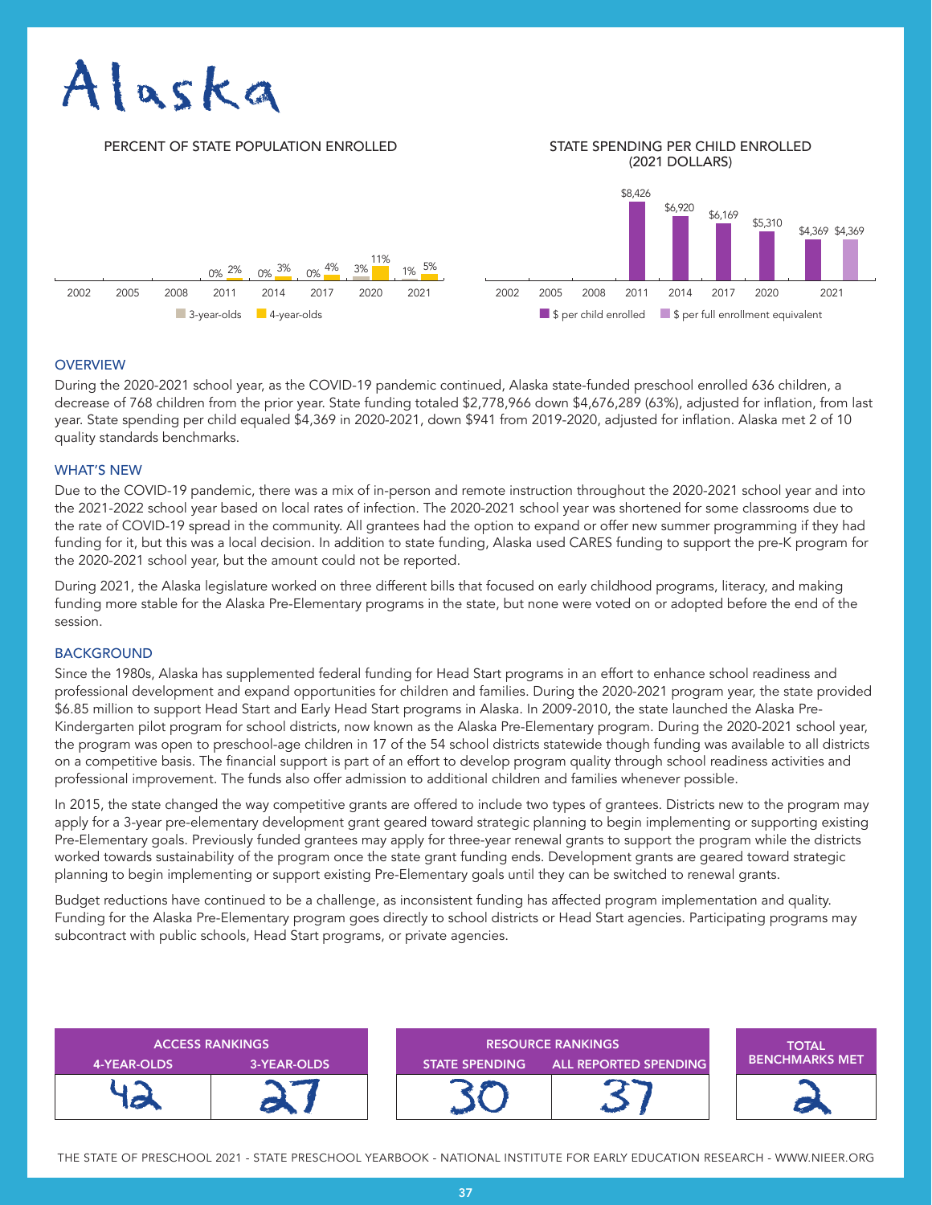# Alaska

**PERCENT OF STATE POPULATION ENROLLED**

| Year | 3-year-olds | 4-year-olds |
|---|---|---|
| 2002 | | |
| 2005 | | |
| 2008 | | |
| 2011 | 0% | 2% |
| 2014 | 0% | 3% |
| 2017 | 0% | 4% |
| 2020 | 3% | 11% |
| 2021 | 1% | 5% |

**STATE SPENDING PER CHILD ENROLLED (2021 DOLLARS)**

| Year | $ per child enrolled | $ per full enrollment equivalent |
|---|---|---|
| 2002 | | |
| 2005 | | |
| 2008 | | |
| 2011 | $8,426 | |
| 2014 | $6,920 | |
| 2017 | $6,169 | |
| 2020 | $5,310 | |
| 2021 | $4,369 | $4,369 |

## OVERVIEW

During the 2020-2021 school year, as the COVID-19 pandemic continued, Alaska state-funded preschool enrolled 636 children, a decrease of 768 children from the prior year. State funding totaled $2,778,966 down $4,676,289 (63%), adjusted for inflation, from last year. State spending per child equaled $4,369 in 2020-2021, down $941 from 2019-2020, adjusted for inflation. Alaska met 2 of 10 quality standards benchmarks.

## WHAT'S NEW

Due to the COVID-19 pandemic, there was a mix of in-person and remote instruction throughout the 2020-2021 school year and into the 2021-2022 school year based on local rates of infection. The 2020-2021 school year was shortened for some classrooms due to the rate of COVID-19 spread in the community. All grantees had the option to expand or offer new summer programming if they had funding for it, but this was a local decision. In addition to state funding, Alaska used CARES funding to support the pre-K program for the 2020-2021 school year, but the amount could not be reported.

During 2021, the Alaska legislature worked on three different bills that focused on early childhood programs, literacy, and making funding more stable for the Alaska Pre-Elementary programs in the state, but none were voted on or adopted before the end of the session.

## BACKGROUND

Since the 1980s, Alaska has supplemented federal funding for Head Start programs in an effort to enhance school readiness and professional development and expand opportunities for children and families. During the 2020-2021 program year, the state provided $6.85 million to support Head Start and Early Head Start programs in Alaska. In 2009-2010, the state launched the Alaska Pre-Kindergarten pilot program for school districts, now known as the Alaska Pre-Elementary program. During the 2020-2021 school year, the program was open to preschool-age children in 17 of the 54 school districts statewide though funding was available to all districts on a competitive basis. The financial support is part of an effort to develop program quality through school readiness activities and professional improvement. The funds also offer admission to additional children and families whenever possible.

In 2015, the state changed the way competitive grants are offered to include two types of grantees. Districts new to the program may apply for a 3-year pre-elementary development grant geared toward strategic planning to begin implementing or supporting existing Pre-Elementary goals. Previously funded grantees may apply for three-year renewal grants to support the program while the districts worked towards sustainability of the program once the state grant funding ends. Development grants are geared toward strategic planning to begin implementing or support existing Pre-Elementary goals until they can be switched to renewal grants.

Budget reductions have continued to be a challenge, as inconsistent funding has affected program implementation and quality. Funding for the Alaska Pre-Elementary program goes directly to school districts or Head Start agencies. Participating programs may subcontract with public schools, Head Start programs, or private agencies.

| ACCESS RANKINGS | | RESOURCE RANKINGS | | TOTAL BENCHMARKS MET |
|---|---|---|---|---|
| 4-YEAR-OLDS | 3-YEAR-OLDS | STATE SPENDING | ALL REPORTED SPENDING | |
| 42 | 27 | 30 | 37 | 2 |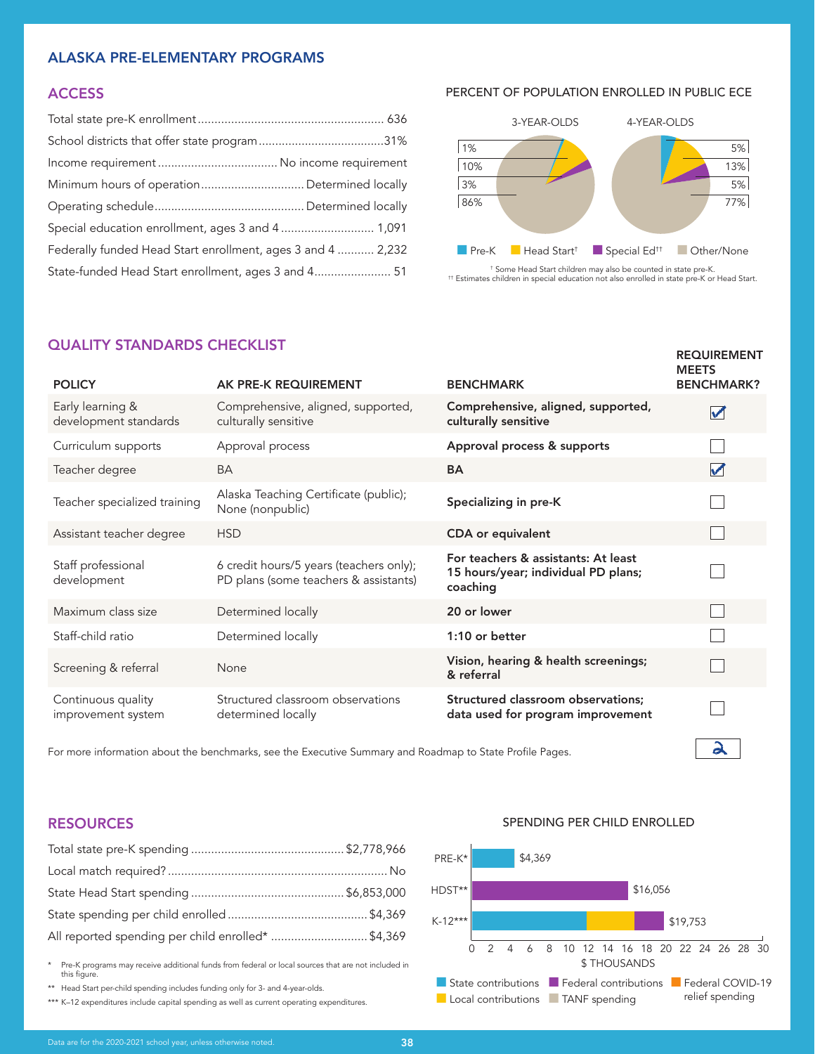## ALASKA PRE-ELEMENTARY PROGRAMS

### ACCESS

Total state pre-K enrollment ........ 636

School districts that offer state program ........ 31%

Income requirement ........ No income requirement

Minimum hours of operation ........ Determined locally

Operating schedule ........ Determined locally

Special education enrollment, ages 3 and 4 ........ 1,091

Federally funded Head Start enrollment, ages 3 and 4 ........ 2,232

State-funded Head Start enrollment, ages 3 and 4 ........ 51

PERCENT OF POPULATION ENROLLED IN PUBLIC ECE

3-YEAR-OLDS

1%
10%
3%
86%

4-YEAR-OLDS

5%
13%
5%
77%

Pre-K   Head Start†   Special Ed††   Other/None

† Some Head Start children may also be counted in state pre-K.
†† Estimates children in special education not also enrolled in state pre-K or Head Start.

### QUALITY STANDARDS CHECKLIST

| POLICY | AK PRE-K REQUIREMENT | BENCHMARK | REQUIREMENT MEETS BENCHMARK? |
|---|---|---|---|
| Early learning & development standards | Comprehensive, aligned, supported, culturally sensitive | **Comprehensive, aligned, supported, culturally sensitive** | ☑ |
| Curriculum supports | Approval process | **Approval process & supports** | ☐ |
| Teacher degree | BA | **BA** | ☑ |
| Teacher specialized training | Alaska Teaching Certificate (public); None (nonpublic) | **Specializing in pre-K** | ☐ |
| Assistant teacher degree | HSD | **CDA or equivalent** | ☐ |
| Staff professional development | 6 credit hours/5 years (teachers only); PD plans (some teachers & assistants) | **For teachers & assistants: At least 15 hours/year; individual PD plans; coaching** | ☐ |
| Maximum class size | Determined locally | **20 or lower** | ☐ |
| Staff-child ratio | Determined locally | **1:10 or better** | ☐ |
| Screening & referral | None | **Vision, hearing & health screenings; & referral** | ☐ |
| Continuous quality improvement system | Structured classroom observations determined locally | **Structured classroom observations; data used for program improvement** | ☐ |

For more information about the benchmarks, see the Executive Summary and Roadmap to State Profile Pages.

Total benchmarks met: 2

### RESOURCES

Total state pre-K spending ........ $2,778,966

Local match required? ........ No

State Head Start spending ........ $6,853,000

State spending per child enrolled ........ $4,369

All reported spending per child enrolled* ........ $4,369

\* Pre-K programs may receive additional funds from federal or local sources that are not included in this figure.

** Head Start per-child spending includes funding only for 3- and 4-year-olds.

*** K–12 expenditures include capital spending as well as current operating expenditures.

SPENDING PER CHILD ENROLLED

PRE-K* $4,369
HDST** $16,056
K-12*** $19,753

0 2 4 6 8 10 12 14 16 18 20 22 24 26 28 30
$ THOUSANDS

State contributions   Federal contributions   Federal COVID-19 relief spending
Local contributions   TANF spending

Data are for the 2020-2021 school year, unless otherwise noted.